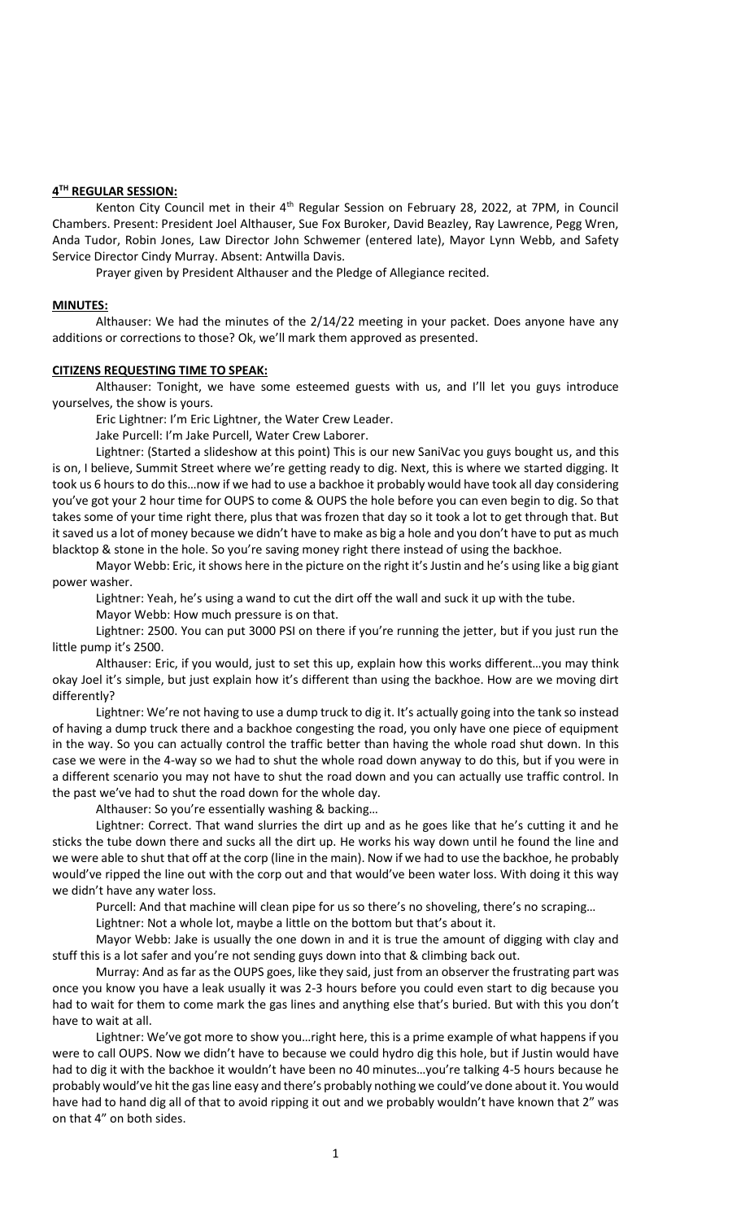## 4TH REGULAR SESSION:

Kenton City Council met in their 4th Regular Session on February 28, 2022, at 7PM, in Council Chambers. Present: President Joel Althauser, Sue Fox Buroker, David Beazley, Ray Lawrence, Pegg Wren, Anda Tudor, Robin Jones, Law Director John Schwemer (entered late), Mayor Lynn Webb, and Safety Service Director Cindy Murray. Absent: Antwilla Davis.

Prayer given by President Althauser and the Pledge of Allegiance recited.

## MINUTES:

Althauser: We had the minutes of the 2/14/22 meeting in your packet. Does anyone have any additions or corrections to those? Ok, we'll mark them approved as presented.

## CITIZENS REQUESTING TIME TO SPEAK:

Althauser: Tonight, we have some esteemed guests with us, and I'll let you guys introduce yourselves, the show is yours.

Eric Lightner: I'm Eric Lightner, the Water Crew Leader.

Jake Purcell: I'm Jake Purcell, Water Crew Laborer.

Lightner: (Started a slideshow at this point) This is our new SaniVac you guys bought us, and this is on, I believe, Summit Street where we're getting ready to dig. Next, this is where we started digging. It took us 6 hours to do this…now if we had to use a backhoe it probably would have took all day considering you've got your 2 hour time for OUPS to come & OUPS the hole before you can even begin to dig. So that takes some of your time right there, plus that was frozen that day so it took a lot to get through that. But it saved us a lot of money because we didn't have to make as big a hole and you don't have to put as much blacktop & stone in the hole. So you're saving money right there instead of using the backhoe.

Mayor Webb: Eric, it shows here in the picture on the right it's Justin and he's using like a big giant power washer.

Lightner: Yeah, he's using a wand to cut the dirt off the wall and suck it up with the tube.

Mayor Webb: How much pressure is on that.

Lightner: 2500. You can put 3000 PSI on there if you're running the jetter, but if you just run the little pump it's 2500.

Althauser: Eric, if you would, just to set this up, explain how this works different…you may think okay Joel it's simple, but just explain how it's different than using the backhoe. How are we moving dirt differently?

Lightner: We're not having to use a dump truck to dig it. It's actually going into the tank so instead of having a dump truck there and a backhoe congesting the road, you only have one piece of equipment in the way. So you can actually control the traffic better than having the whole road shut down. In this case we were in the 4-way so we had to shut the whole road down anyway to do this, but if you were in a different scenario you may not have to shut the road down and you can actually use traffic control. In the past we've had to shut the road down for the whole day.

Althauser: So you're essentially washing & backing…

Lightner: Correct. That wand slurries the dirt up and as he goes like that he's cutting it and he sticks the tube down there and sucks all the dirt up. He works his way down until he found the line and we were able to shut that off at the corp (line in the main). Now if we had to use the backhoe, he probably would've ripped the line out with the corp out and that would've been water loss. With doing it this way we didn't have any water loss.

Purcell: And that machine will clean pipe for us so there's no shoveling, there's no scraping…

Lightner: Not a whole lot, maybe a little on the bottom but that's about it.

Mayor Webb: Jake is usually the one down in and it is true the amount of digging with clay and stuff this is a lot safer and you're not sending guys down into that & climbing back out.

Murray: And as far as the OUPS goes, like they said, just from an observer the frustrating part was once you know you have a leak usually it was 2-3 hours before you could even start to dig because you had to wait for them to come mark the gas lines and anything else that's buried. But with this you don't have to wait at all.

Lightner: We've got more to show you…right here, this is a prime example of what happens if you were to call OUPS. Now we didn't have to because we could hydro dig this hole, but if Justin would have had to dig it with the backhoe it wouldn't have been no 40 minutes…you're talking 4-5 hours because he probably would've hit the gas line easy and there's probably nothing we could've done about it. You would have had to hand dig all of that to avoid ripping it out and we probably wouldn't have known that 2" was on that 4" on both sides.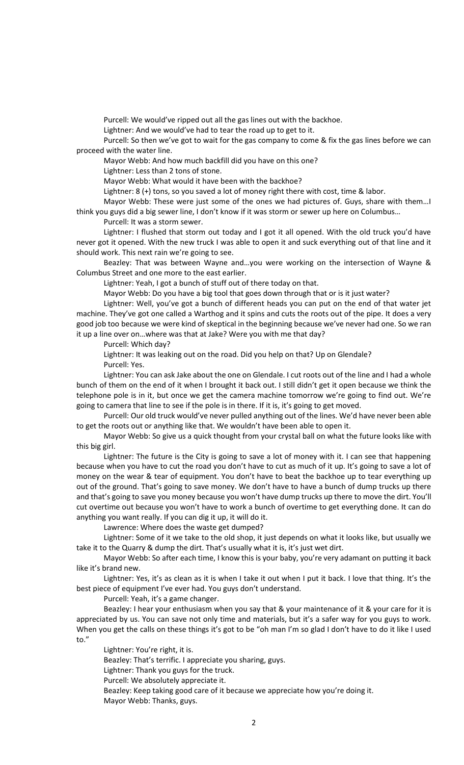Purcell: We would've ripped out all the gas lines out with the backhoe.

Lightner: And we would've had to tear the road up to get to it.

Purcell: So then we've got to wait for the gas company to come & fix the gas lines before we can proceed with the water line.

Mayor Webb: And how much backfill did you have on this one?

Lightner: Less than 2 tons of stone.

Mayor Webb: What would it have been with the backhoe?

Lightner: 8 (+) tons, so you saved a lot of money right there with cost, time & labor.

Mayor Webb: These were just some of the ones we had pictures of. Guys, share with them…I think you guys did a big sewer line, I don't know if it was storm or sewer up here on Columbus…

Purcell: It was a storm sewer.

Lightner: I flushed that storm out today and I got it all opened. With the old truck you'd have never got it opened. With the new truck I was able to open it and suck everything out of that line and it should work. This next rain we're going to see.

Beazley: That was between Wayne and…you were working on the intersection of Wayne & Columbus Street and one more to the east earlier.

Lightner: Yeah, I got a bunch of stuff out of there today on that.

Mayor Webb: Do you have a big tool that goes down through that or is it just water?

Lightner: Well, you've got a bunch of different heads you can put on the end of that water jet machine. They've got one called a Warthog and it spins and cuts the roots out of the pipe. It does a very good job too because we were kind of skeptical in the beginning because we've never had one. So we ran it up a line over on…where was that at Jake? Were you with me that day?

Purcell: Which day?

Lightner: It was leaking out on the road. Did you help on that? Up on Glendale?

Purcell: Yes.

Lightner: You can ask Jake about the one on Glendale. I cut roots out of the line and I had a whole bunch of them on the end of it when I brought it back out. I still didn't get it open because we think the telephone pole is in it, but once we get the camera machine tomorrow we're going to find out. We're going to camera that line to see if the pole is in there. If it is, it's going to get moved.

Purcell: Our old truck would've never pulled anything out of the lines. We'd have never been able to get the roots out or anything like that. We wouldn't have been able to open it.

Mayor Webb: So give us a quick thought from your crystal ball on what the future looks like with this big girl.

Lightner: The future is the City is going to save a lot of money with it. I can see that happening because when you have to cut the road you don't have to cut as much of it up. It's going to save a lot of money on the wear & tear of equipment. You don't have to beat the backhoe up to tear everything up out of the ground. That's going to save money. We don't have to have a bunch of dump trucks up there and that's going to save you money because you won't have dump trucks up there to move the dirt. You'll cut overtime out because you won't have to work a bunch of overtime to get everything done. It can do anything you want really. If you can dig it up, it will do it.

Lawrence: Where does the waste get dumped?

Lightner: Some of it we take to the old shop, it just depends on what it looks like, but usually we take it to the Quarry & dump the dirt. That's usually what it is, it's just wet dirt.

Mayor Webb: So after each time, I know this is your baby, you're very adamant on putting it back like it's brand new.

Lightner: Yes, it's as clean as it is when I take it out when I put it back. I love that thing. It's the best piece of equipment I've ever had. You guys don't understand.

Purcell: Yeah, it's a game changer.

Beazley: I hear your enthusiasm when you say that & your maintenance of it & your care for it is appreciated by us. You can save not only time and materials, but it's a safer way for you guys to work. When you get the calls on these things it's got to be "oh man I'm so glad I don't have to do it like I used to."

Lightner: You're right, it is.

Beazley: That's terrific. I appreciate you sharing, guys.

Lightner: Thank you guys for the truck.

Purcell: We absolutely appreciate it.

Beazley: Keep taking good care of it because we appreciate how you're doing it.

Mayor Webb: Thanks, guys.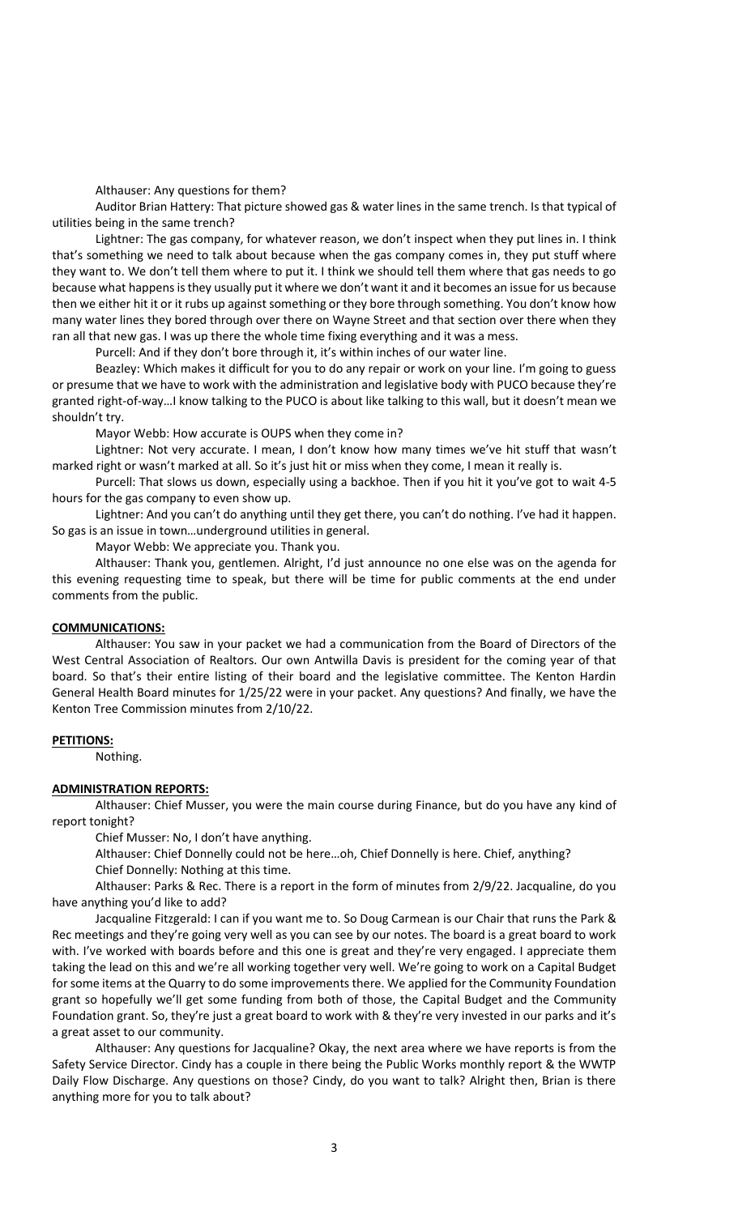Althauser: Any questions for them?

Auditor Brian Hattery: That picture showed gas & water lines in the same trench. Is that typical of utilities being in the same trench?

Lightner: The gas company, for whatever reason, we don't inspect when they put lines in. I think that's something we need to talk about because when the gas company comes in, they put stuff where they want to. We don't tell them where to put it. I think we should tell them where that gas needs to go because what happens is they usually put it where we don't want it and it becomes an issue for us because then we either hit it or it rubs up against something or they bore through something. You don't know how many water lines they bored through over there on Wayne Street and that section over there when they ran all that new gas. I was up there the whole time fixing everything and it was a mess.

Purcell: And if they don't bore through it, it's within inches of our water line.

Beazley: Which makes it difficult for you to do any repair or work on your line. I'm going to guess or presume that we have to work with the administration and legislative body with PUCO because they're granted right-of-way…I know talking to the PUCO is about like talking to this wall, but it doesn't mean we shouldn't try.

Mayor Webb: How accurate is OUPS when they come in?

Lightner: Not very accurate. I mean, I don't know how many times we've hit stuff that wasn't marked right or wasn't marked at all. So it's just hit or miss when they come, I mean it really is.

Purcell: That slows us down, especially using a backhoe. Then if you hit it you've got to wait 4-5 hours for the gas company to even show up.

Lightner: And you can't do anything until they get there, you can't do nothing. I've had it happen. So gas is an issue in town…underground utilities in general.

Mayor Webb: We appreciate you. Thank you.

Althauser: Thank you, gentlemen. Alright, I'd just announce no one else was on the agenda for this evening requesting time to speak, but there will be time for public comments at the end under comments from the public.

**COMMUNICATIONS:**

Althauser: You saw in your packet we had a communication from the Board of Directors of the West Central Association of Realtors. Our own Antwilla Davis is president for the coming year of that board. So that's their entire listing of their board and the legislative committee. The Kenton Hardin General Health Board minutes for 1/25/22 were in your packet. Any questions? And finally, we have the Kenton Tree Commission minutes from 2/10/22.

**PETITIONS:**

Nothing.

**ADMINISTRATION REPORTS:**

Althauser: Chief Musser, you were the main course during Finance, but do you have any kind of report tonight?

Chief Musser: No, I don't have anything.

Althauser: Chief Donnelly could not be here…oh, Chief Donnelly is here. Chief, anything?

Chief Donnelly: Nothing at this time.

Althauser: Parks & Rec. There is a report in the form of minutes from 2/9/22. Jacqualine, do you have anything you'd like to add?

Jacqualine Fitzgerald: I can if you want me to. So Doug Carmean is our Chair that runs the Park & Rec meetings and they're going very well as you can see by our notes. The board is a great board to work with. I've worked with boards before and this one is great and they're very engaged. I appreciate them taking the lead on this and we're all working together very well. We're going to work on a Capital Budget for some items at the Quarry to do some improvements there. We applied for the Community Foundation grant so hopefully we'll get some funding from both of those, the Capital Budget and the Community Foundation grant. So, they're just a great board to work with & they're very invested in our parks and it's a great asset to our community.

Althauser: Any questions for Jacqualine? Okay, the next area where we have reports is from the Safety Service Director. Cindy has a couple in there being the Public Works monthly report & the WWTP Daily Flow Discharge. Any questions on those? Cindy, do you want to talk? Alright then, Brian is there anything more for you to talk about?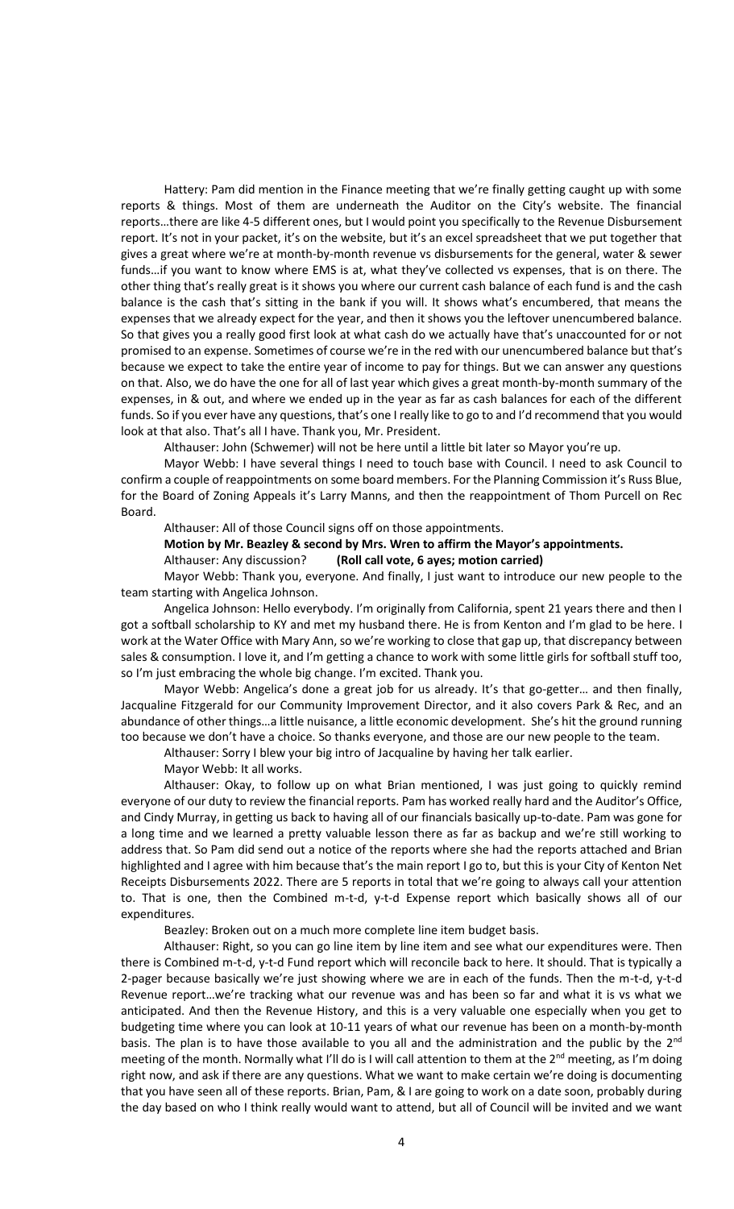Hattery: Pam did mention in the Finance meeting that we're finally getting caught up with some reports & things. Most of them are underneath the Auditor on the City's website. The financial reports…there are like 4-5 different ones, but I would point you specifically to the Revenue Disbursement report. It's not in your packet, it's on the website, but it's an excel spreadsheet that we put together that gives a great where we're at month-by-month revenue vs disbursements for the general, water & sewer funds…if you want to know where EMS is at, what they've collected vs expenses, that is on there. The other thing that's really great is it shows you where our current cash balance of each fund is and the cash balance is the cash that's sitting in the bank if you will. It shows what's encumbered, that means the expenses that we already expect for the year, and then it shows you the leftover unencumbered balance. So that gives you a really good first look at what cash do we actually have that's unaccounted for or not promised to an expense. Sometimes of course we're in the red with our unencumbered balance but that's because we expect to take the entire year of income to pay for things. But we can answer any questions on that. Also, we do have the one for all of last year which gives a great month-by-month summary of the expenses, in & out, and where we ended up in the year as far as cash balances for each of the different funds. So if you ever have any questions, that's one I really like to go to and I'd recommend that you would look at that also. That's all I have. Thank you, Mr. President.

Althauser: John (Schwemer) will not be here until a little bit later so Mayor you're up.

Mayor Webb: I have several things I need to touch base with Council. I need to ask Council to confirm a couple of reappointments on some board members. For the Planning Commission it's Russ Blue, for the Board of Zoning Appeals it's Larry Manns, and then the reappointment of Thom Purcell on Rec Board.

Althauser: All of those Council signs off on those appointments.

**Motion by Mr. Beazley & second by Mrs. Wren to affirm the Mayor's appointments.**

Althauser: Any discussion? **(Roll call vote, 6 ayes; motion carried)**

Mayor Webb: Thank you, everyone. And finally, I just want to introduce our new people to the team starting with Angelica Johnson.

Angelica Johnson: Hello everybody. I'm originally from California, spent 21 years there and then I got a softball scholarship to KY and met my husband there. He is from Kenton and I'm glad to be here. I work at the Water Office with Mary Ann, so we're working to close that gap up, that discrepancy between sales & consumption. I love it, and I'm getting a chance to work with some little girls for softball stuff too, so I'm just embracing the whole big change. I'm excited. Thank you.

Mayor Webb: Angelica's done a great job for us already. It's that go-getter… and then finally, Jacqualine Fitzgerald for our Community Improvement Director, and it also covers Park & Rec, and an abundance of other things…a little nuisance, a little economic development. She's hit the ground running too because we don't have a choice. So thanks everyone, and those are our new people to the team.

Althauser: Sorry I blew your big intro of Jacqualine by having her talk earlier.

Mayor Webb: It all works.

Althauser: Okay, to follow up on what Brian mentioned, I was just going to quickly remind everyone of our duty to review the financial reports. Pam has worked really hard and the Auditor's Office, and Cindy Murray, in getting us back to having all of our financials basically up-to-date. Pam was gone for a long time and we learned a pretty valuable lesson there as far as backup and we're still working to address that. So Pam did send out a notice of the reports where she had the reports attached and Brian highlighted and I agree with him because that's the main report I go to, but this is your City of Kenton Net Receipts Disbursements 2022. There are 5 reports in total that we're going to always call your attention to. That is one, then the Combined m-t-d, y-t-d Expense report which basically shows all of our expenditures.

Beazley: Broken out on a much more complete line item budget basis.

Althauser: Right, so you can go line item by line item and see what our expenditures were. Then there is Combined m-t-d, y-t-d Fund report which will reconcile back to here. It should. That is typically a 2-pager because basically we're just showing where we are in each of the funds. Then the m-t-d, y-t-d Revenue report…we're tracking what our revenue was and has been so far and what it is vs what we anticipated. And then the Revenue History, and this is a very valuable one especially when you get to budgeting time where you can look at 10-11 years of what our revenue has been on a month-by-month basis. The plan is to have those available to you all and the administration and the public by the 2nd meeting of the month. Normally what I'll do is I will call attention to them at the 2nd meeting, as I'm doing right now, and ask if there are any questions. What we want to make certain we're doing is documenting that you have seen all of these reports. Brian, Pam, & I are going to work on a date soon, probably during the day based on who I think really would want to attend, but all of Council will be invited and we want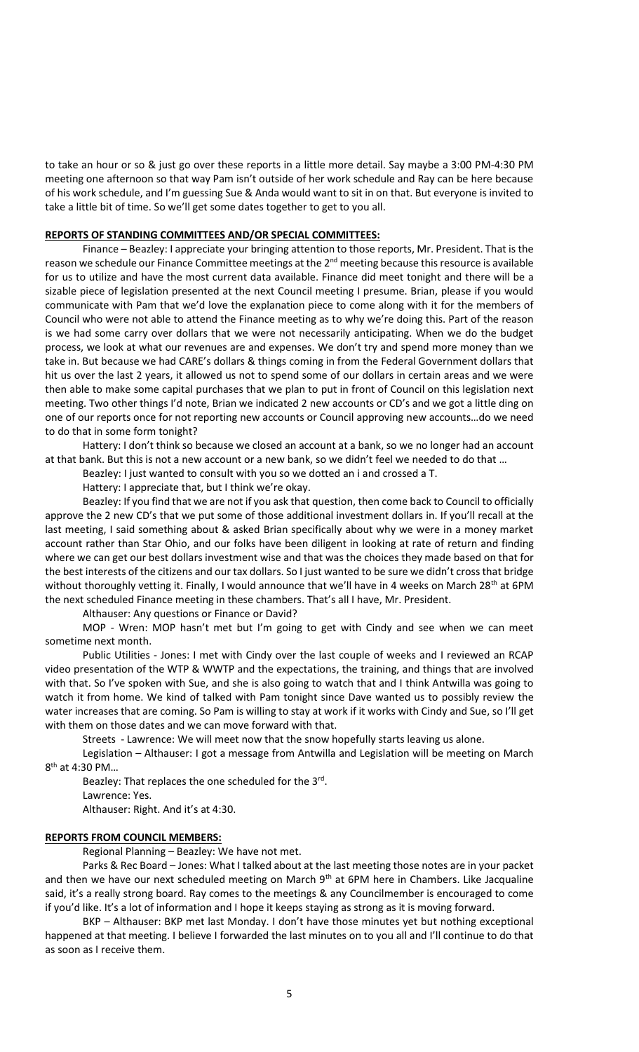to take an hour or so & just go over these reports in a little more detail. Say maybe a 3:00 PM-4:30 PM meeting one afternoon so that way Pam isn't outside of her work schedule and Ray can be here because of his work schedule, and I'm guessing Sue & Anda would want to sit in on that. But everyone is invited to take a little bit of time. So we'll get some dates together to get to you all.

**REPORTS OF STANDING COMMITTEES AND/OR SPECIAL COMMITTEES:**

Finance – Beazley: I appreciate your bringing attention to those reports, Mr. President. That is the reason we schedule our Finance Committee meetings at the 2nd meeting because this resource is available for us to utilize and have the most current data available. Finance did meet tonight and there will be a sizable piece of legislation presented at the next Council meeting I presume. Brian, please if you would communicate with Pam that we'd love the explanation piece to come along with it for the members of Council who were not able to attend the Finance meeting as to why we're doing this. Part of the reason is we had some carry over dollars that we were not necessarily anticipating. When we do the budget process, we look at what our revenues are and expenses. We don't try and spend more money than we take in. But because we had CARE's dollars & things coming in from the Federal Government dollars that hit us over the last 2 years, it allowed us not to spend some of our dollars in certain areas and we were then able to make some capital purchases that we plan to put in front of Council on this legislation next meeting. Two other things I'd note, Brian we indicated 2 new accounts or CD's and we got a little ding on one of our reports once for not reporting new accounts or Council approving new accounts…do we need to do that in some form tonight?

Hattery: I don't think so because we closed an account at a bank, so we no longer had an account at that bank. But this is not a new account or a new bank, so we didn't feel we needed to do that …

Beazley: I just wanted to consult with you so we dotted an i and crossed a T.

Hattery: I appreciate that, but I think we're okay.

Beazley: If you find that we are not if you ask that question, then come back to Council to officially approve the 2 new CD's that we put some of those additional investment dollars in. If you'll recall at the last meeting, I said something about & asked Brian specifically about why we were in a money market account rather than Star Ohio, and our folks have been diligent in looking at rate of return and finding where we can get our best dollars investment wise and that was the choices they made based on that for the best interests of the citizens and our tax dollars. So I just wanted to be sure we didn't cross that bridge without thoroughly vetting it. Finally, I would announce that we'll have in 4 weeks on March 28th at 6PM the next scheduled Finance meeting in these chambers. That's all I have, Mr. President.

Althauser: Any questions or Finance or David?

MOP - Wren: MOP hasn't met but I'm going to get with Cindy and see when we can meet sometime next month.

Public Utilities - Jones: I met with Cindy over the last couple of weeks and I reviewed an RCAP video presentation of the WTP & WWTP and the expectations, the training, and things that are involved with that. So I've spoken with Sue, and she is also going to watch that and I think Antwilla was going to watch it from home. We kind of talked with Pam tonight since Dave wanted us to possibly review the water increases that are coming. So Pam is willing to stay at work if it works with Cindy and Sue, so I'll get with them on those dates and we can move forward with that.

Streets - Lawrence: We will meet now that the snow hopefully starts leaving us alone.

Legislation – Althauser: I got a message from Antwilla and Legislation will be meeting on March 8th at 4:30 PM…

Beazley: That replaces the one scheduled for the 3rd.

Lawrence: Yes.

Althauser: Right. And it's at 4:30.

**REPORTS FROM COUNCIL MEMBERS:**

Regional Planning – Beazley: We have not met.

Parks & Rec Board – Jones: What I talked about at the last meeting those notes are in your packet and then we have our next scheduled meeting on March 9th at 6PM here in Chambers. Like Jacqualine said, it's a really strong board. Ray comes to the meetings & any Councilmember is encouraged to come if you'd like. It's a lot of information and I hope it keeps staying as strong as it is moving forward.

BKP – Althauser: BKP met last Monday. I don't have those minutes yet but nothing exceptional happened at that meeting. I believe I forwarded the last minutes on to you all and I'll continue to do that as soon as I receive them.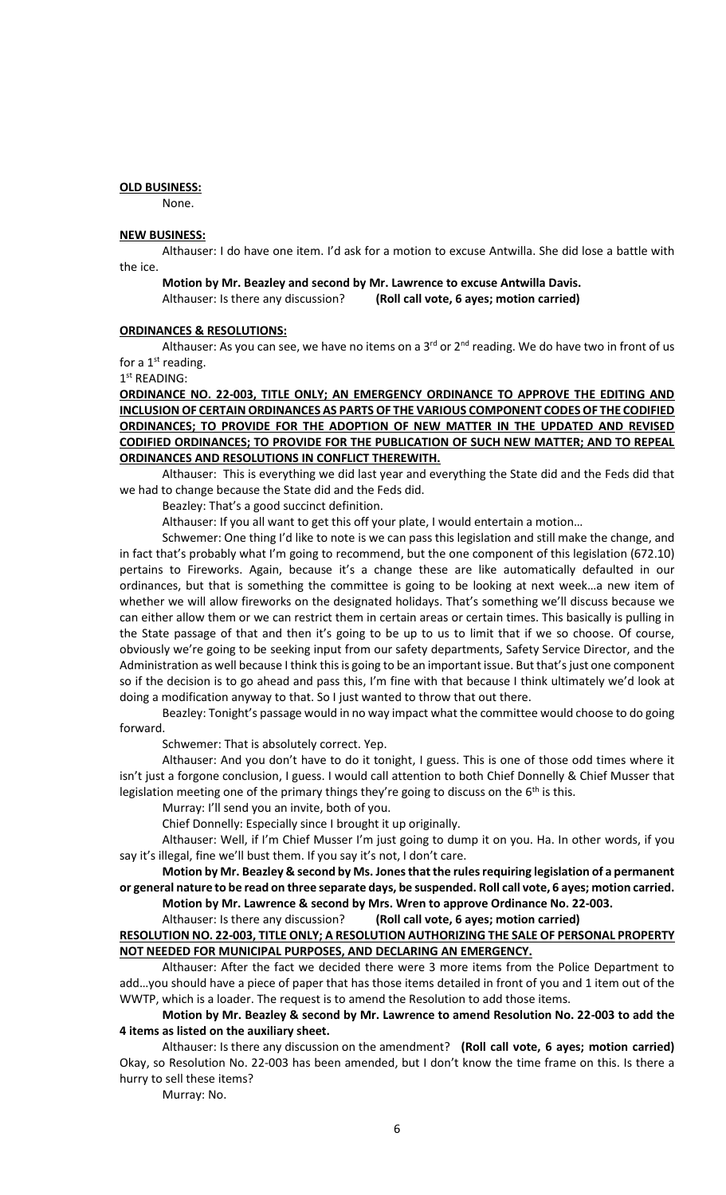**OLD BUSINESS:**

None.

**NEW BUSINESS:**

Althauser: I do have one item. I'd ask for a motion to excuse Antwilla. She did lose a battle with the ice.

**Motion by Mr. Beazley and second by Mr. Lawrence to excuse Antwilla Davis.**

Althauser: Is there any discussion? **(Roll call vote, 6 ayes; motion carried)**

**ORDINANCES & RESOLUTIONS:**

Althauser: As you can see, we have no items on a 3rd or 2nd reading. We do have two in front of us for a 1st reading.

1st READING:

**ORDINANCE NO. 22-003, TITLE ONLY; AN EMERGENCY ORDINANCE TO APPROVE THE EDITING AND INCLUSION OF CERTAIN ORDINANCES AS PARTS OF THE VARIOUS COMPONENT CODES OF THE CODIFIED ORDINANCES; TO PROVIDE FOR THE ADOPTION OF NEW MATTER IN THE UPDATED AND REVISED CODIFIED ORDINANCES; TO PROVIDE FOR THE PUBLICATION OF SUCH NEW MATTER; AND TO REPEAL ORDINANCES AND RESOLUTIONS IN CONFLICT THEREWITH.**

Althauser: This is everything we did last year and everything the State did and the Feds did that we had to change because the State did and the Feds did.

Beazley: That's a good succinct definition.

Althauser: If you all want to get this off your plate, I would entertain a motion…

Schwemer: One thing I'd like to note is we can pass this legislation and still make the change, and in fact that's probably what I'm going to recommend, but the one component of this legislation (672.10) pertains to Fireworks. Again, because it's a change these are like automatically defaulted in our ordinances, but that is something the committee is going to be looking at next week…a new item of whether we will allow fireworks on the designated holidays. That's something we'll discuss because we can either allow them or we can restrict them in certain areas or certain times. This basically is pulling in the State passage of that and then it's going to be up to us to limit that if we so choose. Of course, obviously we're going to be seeking input from our safety departments, Safety Service Director, and the Administration as well because I think this is going to be an important issue. But that's just one component so if the decision is to go ahead and pass this, I'm fine with that because I think ultimately we'd look at doing a modification anyway to that. So I just wanted to throw that out there.

Beazley: Tonight's passage would in no way impact what the committee would choose to do going forward.

Schwemer: That is absolutely correct. Yep.

Althauser: And you don't have to do it tonight, I guess. This is one of those odd times where it isn't just a forgone conclusion, I guess. I would call attention to both Chief Donnelly & Chief Musser that legislation meeting one of the primary things they're going to discuss on the 6th is this.

Murray: I'll send you an invite, both of you.

Chief Donnelly: Especially since I brought it up originally.

Althauser: Well, if I'm Chief Musser I'm just going to dump it on you. Ha. In other words, if you say it's illegal, fine we'll bust them. If you say it's not, I don't care.

**Motion by Mr. Beazley & second by Ms. Jones that the rules requiring legislation of a permanent or general nature to be read on three separate days, be suspended. Roll call vote, 6 ayes; motion carried.**

**Motion by Mr. Lawrence & second by Mrs. Wren to approve Ordinance No. 22-003.**

Althauser: Is there any discussion? **(Roll call vote, 6 ayes; motion carried)**

**RESOLUTION NO. 22-003, TITLE ONLY; A RESOLUTION AUTHORIZING THE SALE OF PERSONAL PROPERTY NOT NEEDED FOR MUNICIPAL PURPOSES, AND DECLARING AN EMERGENCY.**

Althauser: After the fact we decided there were 3 more items from the Police Department to add…you should have a piece of paper that has those items detailed in front of you and 1 item out of the WWTP, which is a loader. The request is to amend the Resolution to add those items.

**Motion by Mr. Beazley & second by Mr. Lawrence to amend Resolution No. 22-003 to add the 4 items as listed on the auxiliary sheet.**

Althauser: Is there any discussion on the amendment? **(Roll call vote, 6 ayes; motion carried)** Okay, so Resolution No. 22-003 has been amended, but I don't know the time frame on this. Is there a hurry to sell these items?

Murray: No.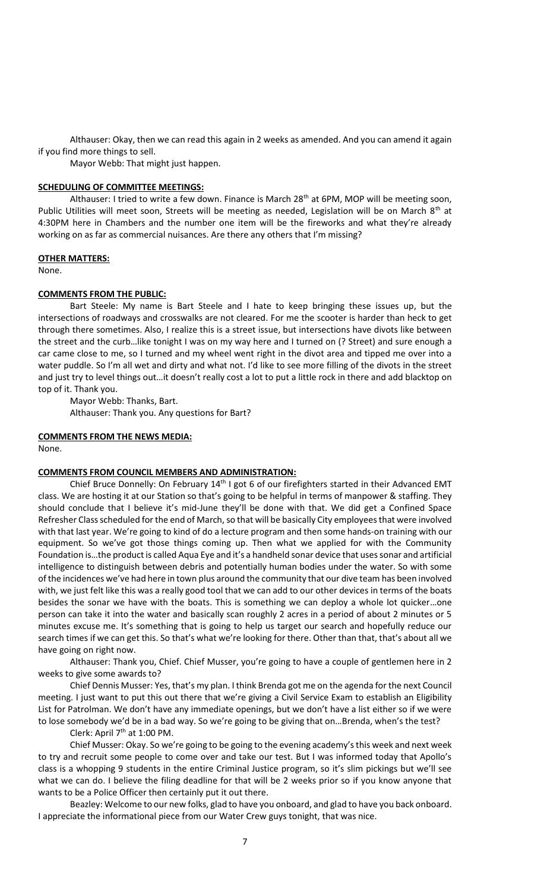Althauser: Okay, then we can read this again in 2 weeks as amended. And you can amend it again if you find more things to sell.

Mayor Webb: That might just happen.

**SCHEDULING OF COMMITTEE MEETINGS:**

Althauser: I tried to write a few down. Finance is March 28th at 6PM, MOP will be meeting soon, Public Utilities will meet soon, Streets will be meeting as needed, Legislation will be on March 8th at 4:30PM here in Chambers and the number one item will be the fireworks and what they're already working on as far as commercial nuisances. Are there any others that I'm missing?

**OTHER MATTERS:**

None.

**COMMENTS FROM THE PUBLIC:**

Bart Steele: My name is Bart Steele and I hate to keep bringing these issues up, but the intersections of roadways and crosswalks are not cleared. For me the scooter is harder than heck to get through there sometimes. Also, I realize this is a street issue, but intersections have divots like between the street and the curb…like tonight I was on my way here and I turned on (? Street) and sure enough a car came close to me, so I turned and my wheel went right in the divot area and tipped me over into a water puddle. So I'm all wet and dirty and what not. I'd like to see more filling of the divots in the street and just try to level things out…it doesn't really cost a lot to put a little rock in there and add blacktop on top of it. Thank you.

Mayor Webb: Thanks, Bart.

Althauser: Thank you. Any questions for Bart?

**COMMENTS FROM THE NEWS MEDIA:**

None.

**COMMENTS FROM COUNCIL MEMBERS AND ADMINISTRATION:**

Chief Bruce Donnelly: On February 14th I got 6 of our firefighters started in their Advanced EMT class. We are hosting it at our Station so that's going to be helpful in terms of manpower & staffing. They should conclude that I believe it's mid-June they'll be done with that. We did get a Confined Space Refresher Class scheduled for the end of March, so that will be basically City employees that were involved with that last year. We're going to kind of do a lecture program and then some hands-on training with our equipment. So we've got those things coming up. Then what we applied for with the Community Foundation is…the product is called Aqua Eye and it's a handheld sonar device that uses sonar and artificial intelligence to distinguish between debris and potentially human bodies under the water. So with some of the incidences we've had here in town plus around the community that our dive team has been involved with, we just felt like this was a really good tool that we can add to our other devices in terms of the boats besides the sonar we have with the boats. This is something we can deploy a whole lot quicker…one person can take it into the water and basically scan roughly 2 acres in a period of about 2 minutes or 5 minutes excuse me. It's something that is going to help us target our search and hopefully reduce our search times if we can get this. So that's what we're looking for there. Other than that, that's about all we have going on right now.

Althauser: Thank you, Chief. Chief Musser, you're going to have a couple of gentlemen here in 2 weeks to give some awards to?

Chief Dennis Musser: Yes, that's my plan. I think Brenda got me on the agenda for the next Council meeting. I just want to put this out there that we're giving a Civil Service Exam to establish an Eligibility List for Patrolman. We don't have any immediate openings, but we don't have a list either so if we were to lose somebody we'd be in a bad way. So we're going to be giving that on…Brenda, when's the test?

Clerk: April 7th at 1:00 PM.

Chief Musser: Okay. So we're going to be going to the evening academy's this week and next week to try and recruit some people to come over and take our test. But I was informed today that Apollo's class is a whopping 9 students in the entire Criminal Justice program, so it's slim pickings but we'll see what we can do. I believe the filing deadline for that will be 2 weeks prior so if you know anyone that wants to be a Police Officer then certainly put it out there.

Beazley: Welcome to our new folks, glad to have you onboard, and glad to have you back onboard. I appreciate the informational piece from our Water Crew guys tonight, that was nice.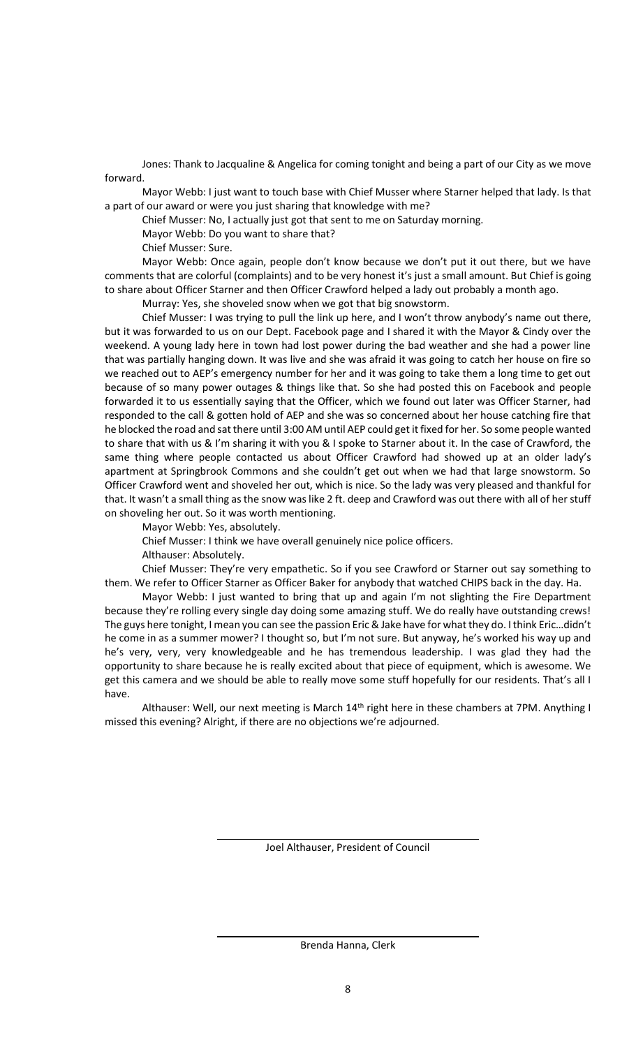Jones: Thank to Jacqualine & Angelica for coming tonight and being a part of our City as we move forward.

Mayor Webb: I just want to touch base with Chief Musser where Starner helped that lady. Is that a part of our award or were you just sharing that knowledge with me?

Chief Musser: No, I actually just got that sent to me on Saturday morning.

Mayor Webb: Do you want to share that?

Chief Musser: Sure.

Mayor Webb: Once again, people don't know because we don't put it out there, but we have comments that are colorful (complaints) and to be very honest it's just a small amount. But Chief is going to share about Officer Starner and then Officer Crawford helped a lady out probably a month ago.

Murray: Yes, she shoveled snow when we got that big snowstorm.

Chief Musser: I was trying to pull the link up here, and I won't throw anybody's name out there, but it was forwarded to us on our Dept. Facebook page and I shared it with the Mayor & Cindy over the weekend. A young lady here in town had lost power during the bad weather and she had a power line that was partially hanging down. It was live and she was afraid it was going to catch her house on fire so we reached out to AEP's emergency number for her and it was going to take them a long time to get out because of so many power outages & things like that. So she had posted this on Facebook and people forwarded it to us essentially saying that the Officer, which we found out later was Officer Starner, had responded to the call & gotten hold of AEP and she was so concerned about her house catching fire that he blocked the road and sat there until 3:00 AM until AEP could get it fixed for her. So some people wanted to share that with us & I'm sharing it with you & I spoke to Starner about it. In the case of Crawford, the same thing where people contacted us about Officer Crawford had showed up at an older lady's apartment at Springbrook Commons and she couldn't get out when we had that large snowstorm. So Officer Crawford went and shoveled her out, which is nice. So the lady was very pleased and thankful for that. It wasn't a small thing as the snow was like 2 ft. deep and Crawford was out there with all of her stuff on shoveling her out. So it was worth mentioning.

Mayor Webb: Yes, absolutely.

Chief Musser: I think we have overall genuinely nice police officers.

Althauser: Absolutely.

Chief Musser: They're very empathetic. So if you see Crawford or Starner out say something to them. We refer to Officer Starner as Officer Baker for anybody that watched CHIPS back in the day. Ha.

Mayor Webb: I just wanted to bring that up and again I'm not slighting the Fire Department because they're rolling every single day doing some amazing stuff. We do really have outstanding crews! The guys here tonight, I mean you can see the passion Eric & Jake have for what they do. I think Eric…didn't he come in as a summer mower? I thought so, but I'm not sure. But anyway, he's worked his way up and he's very, very, very knowledgeable and he has tremendous leadership. I was glad they had the opportunity to share because he is really excited about that piece of equipment, which is awesome. We get this camera and we should be able to really move some stuff hopefully for our residents. That's all I have.

Althauser: Well, our next meeting is March 14th right here in these chambers at 7PM. Anything I missed this evening? Alright, if there are no objections we're adjourned.

Joel Althauser, President of Council

Brenda Hanna, Clerk